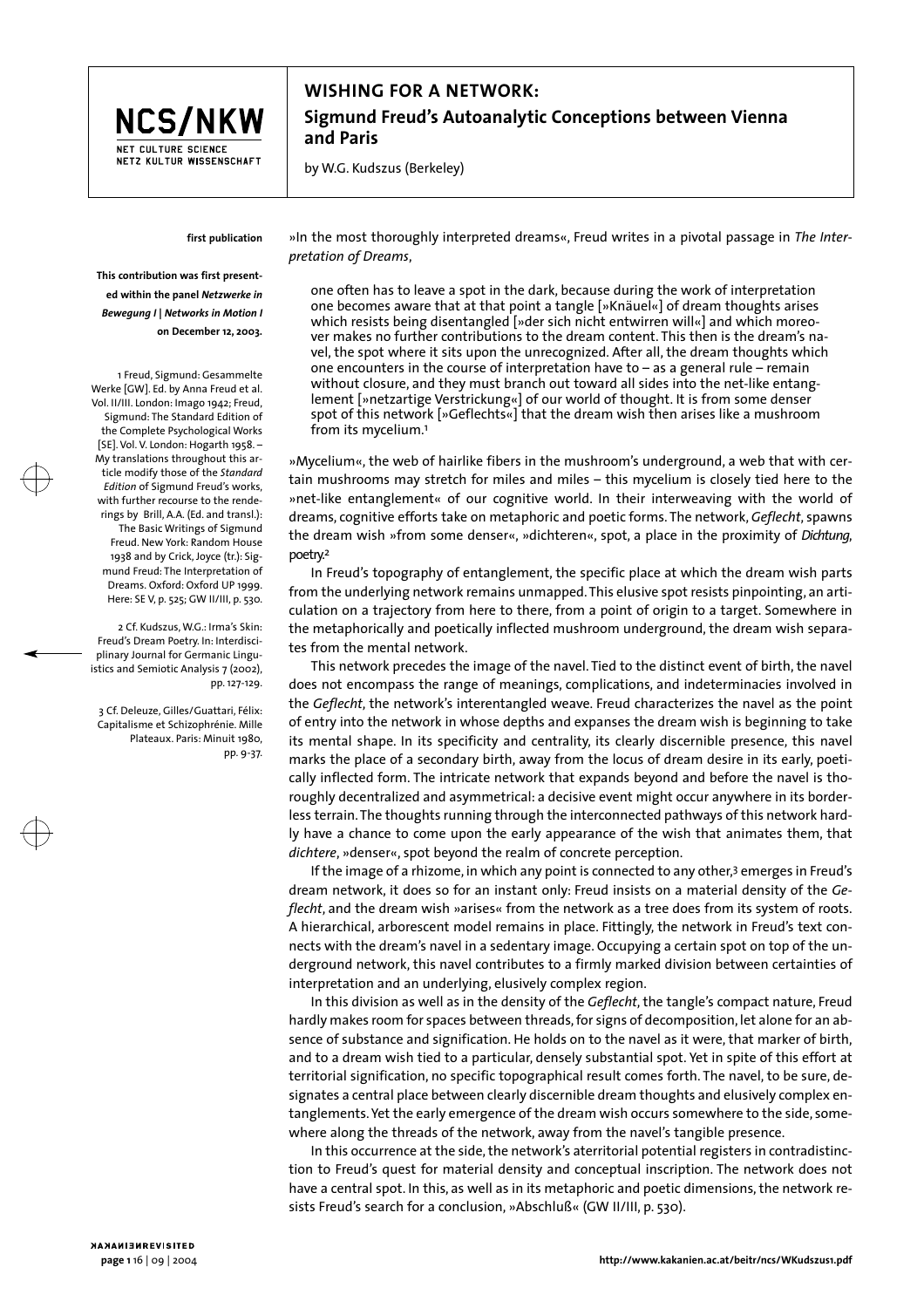# WISHING FOR A NETWORK:

## Sigmund Freud's Autoanalytic Conceptions between Vienna and Paris

by W.G. Kudszus (Berkeley)

**first publication**

**This contribution was first presented within the panel *Netzwerke in Bewegung I | Networks in Motion I* on December 12, 2003.**

»In the most thoroughly interpreted dreams«, Freud writes in a pivotal passage in *The Interpretation of Dreams*,

> one often has to leave a spot in the dark, because during the work of interpretation one becomes aware that at that point a tangle [»Knäuel«] of dream thoughts arises which resists being disentangled [»der sich nicht entwirren will«] and which moreover makes no further contributions to the dream content. This then is the dream's navel, the spot where it sits upon the unrecognized. After all, the dream thoughts which one encounters in the course of interpretation have to – as a general rule – remain without closure, and they must branch out toward all sides into the net-like entanglement [»netzartige Verstrickung«] of our world of thought. It is from some denser spot of this network [»Geflechts«] that the dream wish then arises like a mushroom from its mycelium.[1]

»Mycelium«, the web of hairlike fibers in the mushroom's underground, a web that with certain mushrooms may stretch for miles and miles – this mycelium is closely tied here to the »net-like entanglement« of our cognitive world. In their interweaving with the world of dreams, cognitive efforts take on metaphoric and poetic forms. The network, *Geflecht*, spawns the dream wish »from some denser«, »dichteren«, spot, a place in the proximity of *Dichtung*, poetry.[2]

In Freud's topography of entanglement, the specific place at which the dream wish parts from the underlying network remains unmapped. This elusive spot resists pinpointing, an articulation on a trajectory from here to there, from a point of origin to a target. Somewhere in the metaphorically and poetically inflected mushroom underground, the dream wish separates from the mental network.

This network precedes the image of the navel. Tied to the distinct event of birth, the navel does not encompass the range of meanings, complications, and indeterminacies involved in the *Geflecht*, the network's interentangled weave. Freud characterizes the navel as the point of entry into the network in whose depths and expanses the dream wish is beginning to take its mental shape. In its specificity and centrality, its clearly discernible presence, this navel marks the place of a secondary birth, away from the locus of dream desire in its early, poetically inflected form. The intricate network that expands beyond and before the navel is thoroughly decentralized and asymmetrical: a decisive event might occur anywhere in its borderless terrain. The thoughts running through the interconnected pathways of this network hardly have a chance to come upon the early appearance of the wish that animates them, that *dichtere*, »denser«, spot beyond the realm of concrete perception.

If the image of a rhizome, in which any point is connected to any other,[3] emerges in Freud's dream network, it does so for an instant only: Freud insists on a material density of the *Geflecht*, and the dream wish »arises« from the network as a tree does from its system of roots. A hierarchical, arborescent model remains in place. Fittingly, the network in Freud's text connects with the dream's navel in a sedentary image. Occupying a certain spot on top of the underground network, this navel contributes to a firmly marked division between certainties of interpretation and an underlying, elusively complex region.

In this division as well as in the density of the *Geflecht*, the tangle's compact nature, Freud hardly makes room for spaces between threads, for signs of decomposition, let alone for an absence of substance and signification. He holds on to the navel as it were, that marker of birth, and to a dream wish tied to a particular, densely substantial spot. Yet in spite of this effort at territorial signification, no specific topographical result comes forth. The navel, to be sure, designates a central place between clearly discernible dream thoughts and elusively complex entanglements. Yet the early emergence of the dream wish occurs somewhere to the side, somewhere along the threads of the network, away from the navel's tangible presence.

In this occurrence at the side, the network's aterritorial potential registers in contradistinction to Freud's quest for material density and conceptual inscription. The network does not have a central spot. In this, as well as in its metaphoric and poetic dimensions, the network resists Freud's search for a conclusion, »Abschluß« (GW II/III, p. 530).

---

1 Freud, Sigmund: Gesammelte Werke [GW]. Ed. by Anna Freud et al. Vol. II/III. London: Imago 1942; Freud, Sigmund: The Standard Edition of the Complete Psychological Works [SE]. Vol. V. London: Hogarth 1958. – My translations throughout this article modify those of the *Standard Edition* of Sigmund Freud's works, with further recourse to the renderings by Brill, A.A. (Ed. and transl.): The Basic Writings of Sigmund Freud. New York: Random House 1938 and by Crick, Joyce (tr.): Sigmund Freud: The Interpretation of Dreams. Oxford: Oxford UP 1999. Here: SE V, p. 525; GW II/III, p. 530.

2 Cf. Kudszus, W.G.: Irma's Skin: Freud's Dream Poetry. In: Interdisciplinary Journal for Germanic Linguistics and Semiotic Analysis 7 (2002), pp. 127-129.

3 Cf. Deleuze, Gilles/Guattari, Félix: Capitalisme et Schizophrénie. Mille Plateaux. Paris: Minuit 1980, pp. 9-37.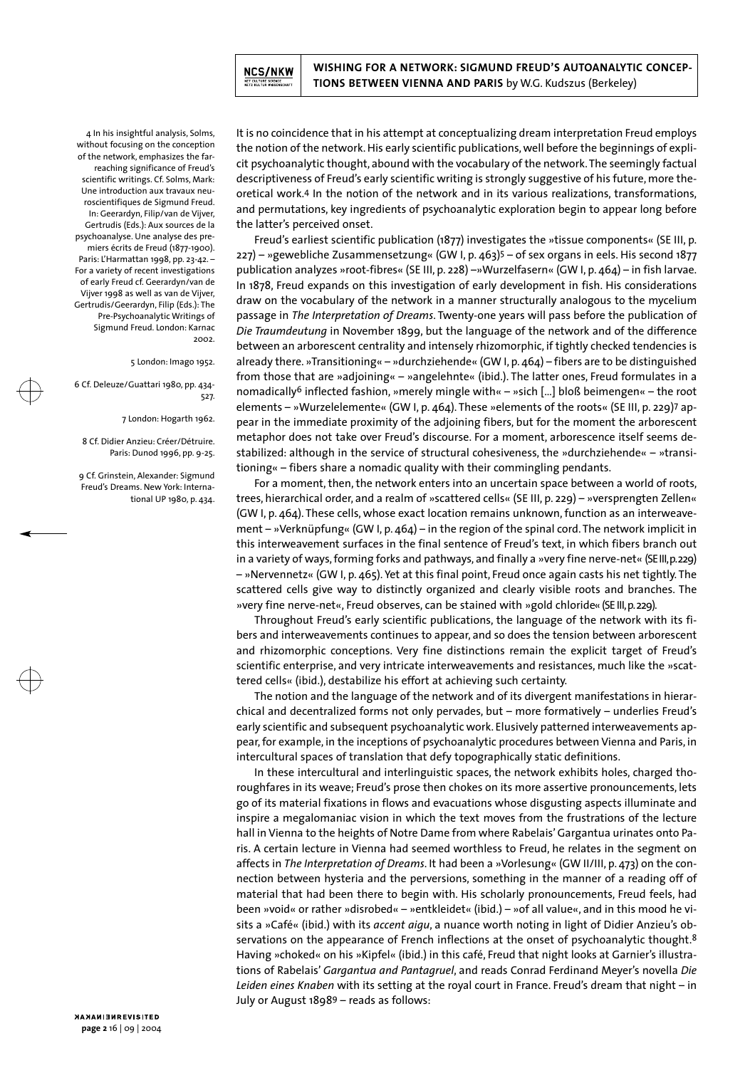It is no coincidence that in his attempt at conceptualizing dream interpretation Freud employs the notion of the network. His early scientific publications, well before the beginnings of explicit psychoanalytic thought, abound with the vocabulary of the network. The seemingly factual descriptiveness of Freud's early scientific writing is strongly suggestive of his future, more theoretical work.[4] In the notion of the network and in its various realizations, transformations, and permutations, key ingredients of psychoanalytic exploration begin to appear long before the latter's perceived onset.

Freud's earliest scientific publication (1877) investigates the »tissue components« (SE III, p. 227) – »gewebliche Zusammensetzung« (GW I, p. 463)[5] – of sex organs in eels. His second 1877 publication analyzes »root-fibres« (SE III, p. 228) –»Wurzelfasern« (GW I, p. 464) – in fish larvae. In 1878, Freud expands on this investigation of early development in fish. His considerations draw on the vocabulary of the network in a manner structurally analogous to the mycelium passage in *The Interpretation of Dreams*. Twenty-one years will pass before the publication of *Die Traumdeutung* in November 1899, but the language of the network and of the difference between an arborescent centrality and intensely rhizomorphic, if tightly checked tendencies is already there. »Transitioning« – »durchziehende« (GW I, p. 464) – fibers are to be distinguished from those that are »adjoining« – »angelehnte« (ibid.). The latter ones, Freud formulates in a nomadically[6] inflected fashion, »merely mingle with« – »sich [...] bloß beimengen« – the root elements – »Wurzelelemente« (GW I, p. 464). These »elements of the roots« (SE III, p. 229)[7] appear in the immediate proximity of the adjoining fibers, but for the moment the arborescent metaphor does not take over Freud's discourse. For a moment, arborescence itself seems destabilized: although in the service of structural cohesiveness, the »durchziehende« – »transitioning« – fibers share a nomadic quality with their commingling pendants.

For a moment, then, the network enters into an uncertain space between a world of roots, trees, hierarchical order, and a realm of »scattered cells« (SE III, p. 229) – »versprengten Zellen« (GW I, p. 464). These cells, whose exact location remains unknown, function as an interweavement – »Verknüpfung« (GW I, p. 464) – in the region of the spinal cord. The network implicit in this interweavement surfaces in the final sentence of Freud's text, in which fibers branch out in a variety of ways, forming forks and pathways, and finally a »very fine nerve-net« (SE III, p. 229) – »Nervennetz« (GW I, p. 465). Yet at this final point, Freud once again casts his net tightly. The scattered cells give way to distinctly organized and clearly visible roots and branches. The »very fine nerve-net«, Freud observes, can be stained with »gold chloride« (SE III, p. 229).

Throughout Freud's early scientific publications, the language of the network with its fibers and interweavements continues to appear, and so does the tension between arborescent and rhizomorphic conceptions. Very fine distinctions remain the explicit target of Freud's scientific enterprise, and very intricate interweavements and resistances, much like the »scattered cells« (ibid.), destabilize his effort at achieving such certainty.

The notion and the language of the network and of its divergent manifestations in hierarchical and decentralized forms not only pervades, but – more formatively – underlies Freud's early scientific and subsequent psychoanalytic work. Elusively patterned interweavements appear, for example, in the inceptions of psychoanalytic procedures between Vienna and Paris, in intercultural spaces of translation that defy topographically static definitions.

In these intercultural and interlinguistic spaces, the network exhibits holes, charged thoroughfares in its weave; Freud's prose then chokes on its more assertive pronouncements, lets go of its material fixations in flows and evacuations whose disgusting aspects illuminate and inspire a megalomaniac vision in which the text moves from the frustrations of the lecture hall in Vienna to the heights of Notre Dame from where Rabelais' Gargantua urinates onto Paris. A certain lecture in Vienna had seemed worthless to Freud, he relates in the segment on affects in *The Interpretation of Dreams*. It had been a »Vorlesung« (GW II/III, p. 473) on the connection between hysteria and the perversions, something in the manner of a reading off of material that had been there to begin with. His scholarly pronouncements, Freud feels, had been »void« or rather »disrobed« – »entkleidet« (ibid.) – »of all value«, and in this mood he visits a »Café« (ibid.) with its *accent aigu*, a nuance worth noting in light of Didier Anzieu's observations on the appearance of French inflections at the onset of psychoanalytic thought.[8] Having »choked« on his »Kipfel« (ibid.) in this café, Freud that night looks at Garnier's illustrations of Rabelais' *Gargantua and Pantagruel*, and reads Conrad Ferdinand Meyer's novella *Die Leiden eines Knaben* with its setting at the royal court in France. Freud's dream that night – in July or August 1898[9] – reads as follows:

---

4 In his insightful analysis, Solms, without focusing on the conception of the network, emphasizes the far-reaching significance of Freud's scientific writings. Cf. Solms, Mark: Une introduction aux travaux neuroscientifiques de Sigmund Freud. In: Geerardyn, Filip/van de Vijver, Gertrudis (Eds.): Aux sources de la psychoanalyse. Une analyse des premiers écrits de Freud (1877-1900). Paris: L'Harmattan 1998, pp. 23-42. – For a variety of recent investigations of early Freud cf. Geerardyn/van de Vijver 1998 as well as van de Vijver, Gertrudis/Geerardyn, Filip (Eds.): The Pre-Psychoanalytic Writings of Sigmund Freud. London: Karnac 2002.

5 London: Imago 1952.

6 Cf. Deleuze/Guattari 1980, pp. 434-527.

7 London: Hogarth 1962.

8 Cf. Didier Anzieu: Créer/Détruire. Paris: Dunod 1996, pp. 9-25.

9 Cf. Grinstein, Alexander: Sigmund Freud's Dreams. New York: International UP 1980, p. 434.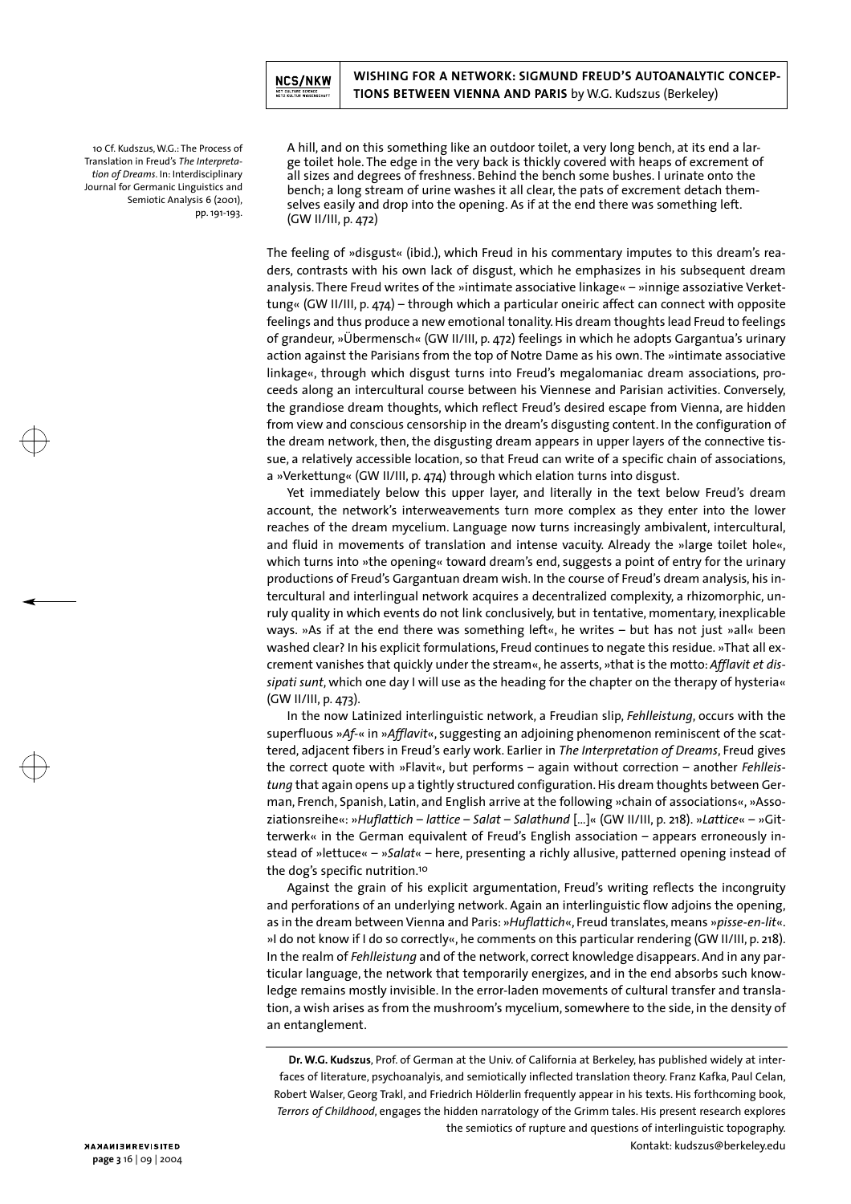A hill, and on this something like an outdoor toilet, a very long bench, at its end a large toilet hole. The edge in the very back is thickly covered with heaps of excrement of all sizes and degrees of freshness. Behind the bench some bushes. I urinate onto the bench; a long stream of urine washes it all clear, the pats of excrement detach themselves easily and drop into the opening. As if at the end there was something left. (GW II/III, p. 472)

The feeling of »disgust« (ibid.), which Freud in his commentary imputes to this dream's readers, contrasts with his own lack of disgust, which he emphasizes in his subsequent dream analysis. There Freud writes of the »intimate associative linkage« – »innige assoziative Verkettung« (GW II/III, p. 474) – through which a particular oneiric affect can connect with opposite feelings and thus produce a new emotional tonality. His dream thoughts lead Freud to feelings of grandeur, »Übermensch« (GW II/III, p. 472) feelings in which he adopts Gargantua's urinary action against the Parisians from the top of Notre Dame as his own. The »intimate associative linkage«, through which disgust turns into Freud's megalomaniac dream associations, proceeds along an intercultural course between his Viennese and Parisian activities. Conversely, the grandiose dream thoughts, which reflect Freud's desired escape from Vienna, are hidden from view and conscious censorship in the dream's disgusting content. In the configuration of the dream network, then, the disgusting dream appears in upper layers of the connective tissue, a relatively accessible location, so that Freud can write of a specific chain of associations, a »Verkettung« (GW II/III, p. 474) through which elation turns into disgust.

Yet immediately below this upper layer, and literally in the text below Freud's dream account, the network's interweavements turn more complex as they enter into the lower reaches of the dream mycelium. Language now turns increasingly ambivalent, intercultural, and fluid in movements of translation and intense vacuity. Already the »large toilet hole«, which turns into »the opening« toward dream's end, suggests a point of entry for the urinary productions of Freud's Gargantuan dream wish. In the course of Freud's dream analysis, his intercultural and interlingual network acquires a decentralized complexity, a rhizomorphic, unruly quality in which events do not link conclusively, but in tentative, momentary, inexplicable ways. »As if at the end there was something left«, he writes – but has not just »all« been washed clear? In his explicit formulations, Freud continues to negate this residue. »That all excrement vanishes that quickly under the stream«, he asserts, »that is the motto: *Afflavit et dissipati sunt*, which one day I will use as the heading for the chapter on the therapy of hysteria« (GW II/III, p. 473).

In the now Latinized interlinguistic network, a Freudian slip, *Fehlleistung*, occurs with the superfluous »*Af-*« in »*Afflavit*«, suggesting an adjoining phenomenon reminiscent of the scattered, adjacent fibers in Freud's early work. Earlier in *The Interpretation of Dreams*, Freud gives the correct quote with »Flavit«, but performs – again without correction – another *Fehlleistung* that again opens up a tightly structured configuration. His dream thoughts between German, French, Spanish, Latin, and English arrive at the following »chain of associations«, »Assoziationsreihe«: »*Huflattich – lattice – Salat – Salathund* [...]« (GW II/III, p. 218). »*Lattice*« – »Gitterwerk« in the German equivalent of Freud's English association – appears erroneously instead of »lettuce« – »*Salat*« – here, presenting a richly allusive, patterned opening instead of the dog's specific nutrition.[10]

Against the grain of his explicit argumentation, Freud's writing reflects the incongruity and perforations of an underlying network. Again an interlinguistic flow adjoins the opening, as in the dream between Vienna and Paris: »*Huflattich*«, Freud translates, means »*pisse-en-lit*«. »I do not know if I do so correctly«, he comments on this particular rendering (GW II/III, p. 218). In the realm of *Fehlleistung* and of the network, correct knowledge disappears. And in any particular language, the network that temporarily energizes, and in the end absorbs such knowledge remains mostly invisible. In the error-laden movements of cultural transfer and translation, a wish arises as from the mushroom's mycelium, somewhere to the side, in the density of an entanglement.

[10] Cf. Kudszus, W.G.: The Process of Translation in Freud's *The Interpretation of Dreams*. In: Interdisciplinary Journal for Germanic Linguistics and Semiotic Analysis 6 (2001), pp. 191-193.

**Dr. W.G. Kudszus**, Prof. of German at the Univ. of California at Berkeley, has published widely at interfaces of literature, psychoanalyis, and semiotically inflected translation theory. Franz Kafka, Paul Celan, Robert Walser, Georg Trakl, and Friedrich Hölderlin frequently appear in his texts. His forthcoming book, *Terrors of Childhood*, engages the hidden narratology of the Grimm tales. His present research explores the semiotics of rupture and questions of interlinguistic topography.

Kontakt: kudszus@berkeley.edu